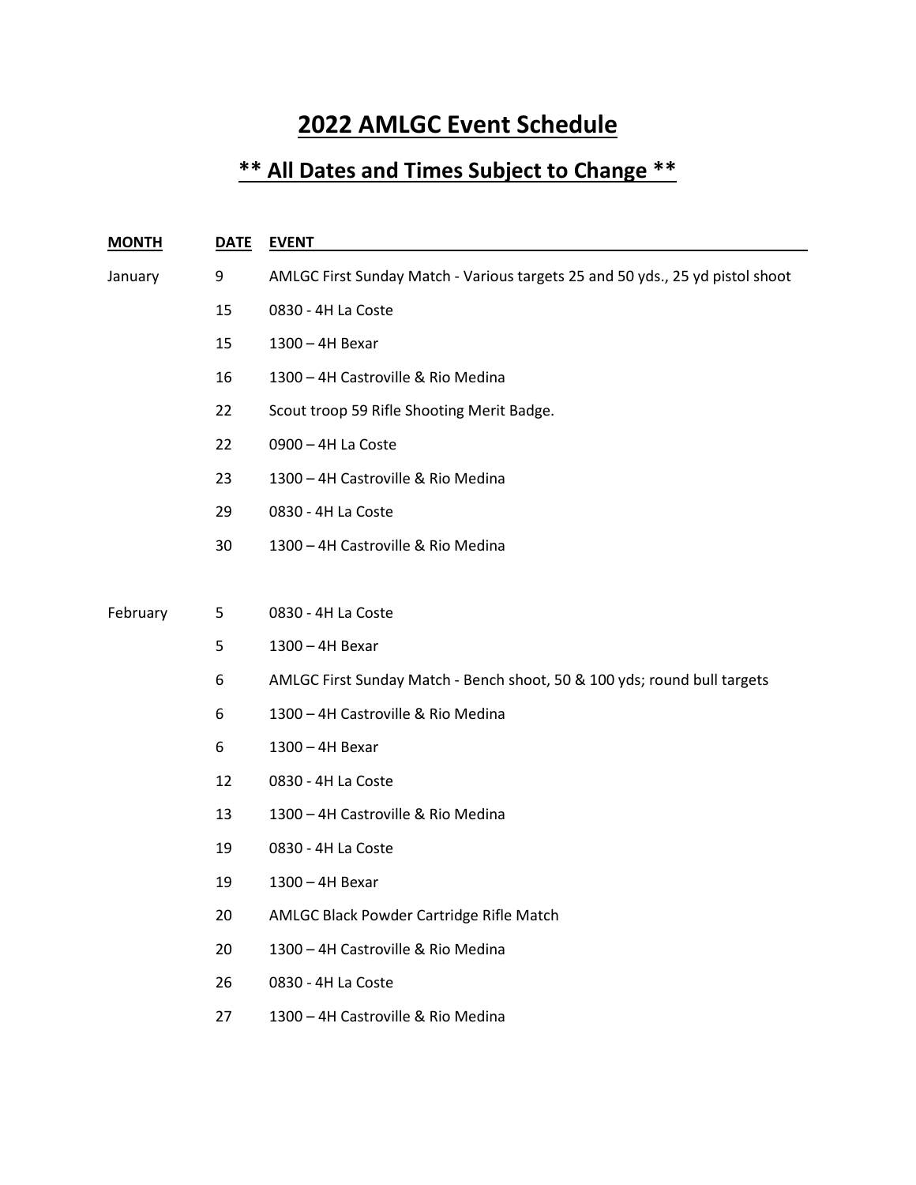# 2022 AMLGC Event Schedule

## ** All Dates and Times Subject to Change **

| MONTH | DATE | EVENT |
|---|---|---|
| January | 9 | AMLGC First Sunday Match - Various targets 25 and 50 yds., 25 yd pistol shoot |
| | 15 | 0830 - 4H La Coste |
| | 15 | 1300 – 4H Bexar |
| | 16 | 1300 – 4H Castroville & Rio Medina |
| | 22 | Scout troop 59 Rifle Shooting Merit Badge. |
| | 22 | 0900 – 4H La Coste |
| | 23 | 1300 – 4H Castroville & Rio Medina |
| | 29 | 0830 - 4H La Coste |
| | 30 | 1300 – 4H Castroville & Rio Medina |
| February | 5 | 0830 - 4H La Coste |
| | 5 | 1300 – 4H Bexar |
| | 6 | AMLGC First Sunday Match - Bench shoot, 50 & 100 yds; round bull targets |
| | 6 | 1300 – 4H Castroville & Rio Medina |
| | 6 | 1300 – 4H Bexar |
| | 12 | 0830 - 4H La Coste |
| | 13 | 1300 – 4H Castroville & Rio Medina |
| | 19 | 0830 - 4H La Coste |
| | 19 | 1300 – 4H Bexar |
| | 20 | AMLGC Black Powder Cartridge Rifle Match |
| | 20 | 1300 – 4H Castroville & Rio Medina |
| | 26 | 0830 - 4H La Coste |
| | 27 | 1300 – 4H Castroville & Rio Medina |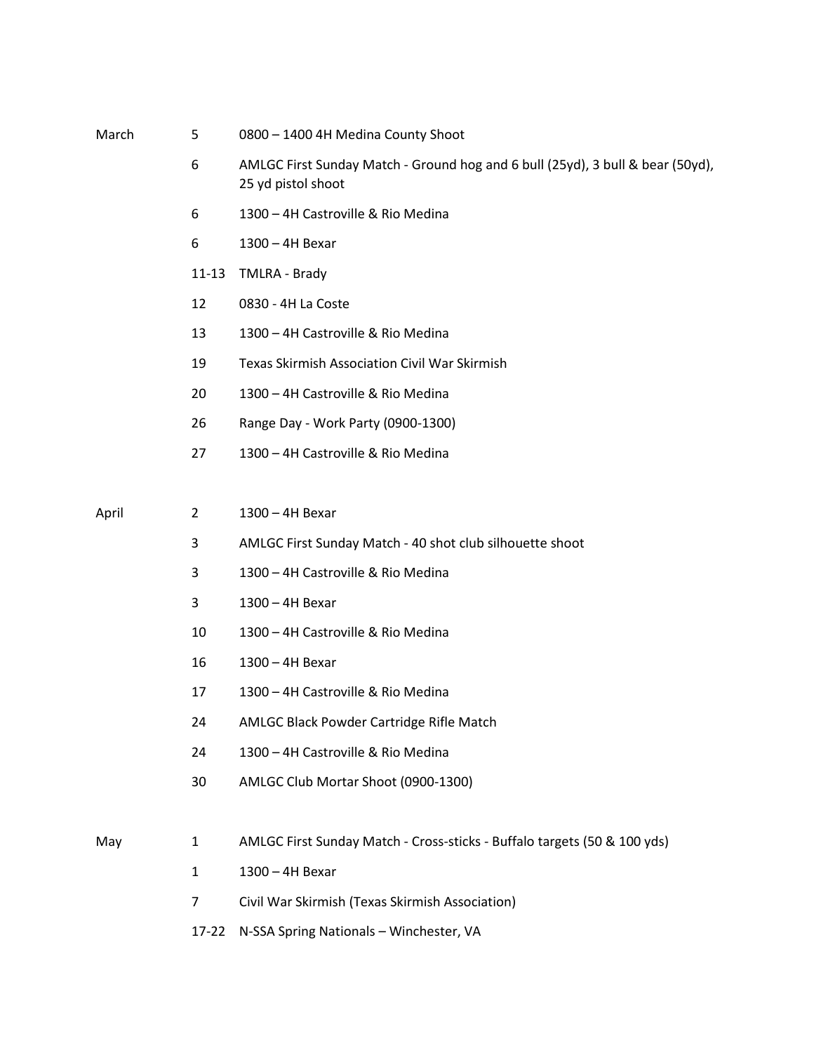| Month | Date | Event |
|---|---|---|
| March | 5 | 0800 – 1400 4H Medina County Shoot |
| | 6 | AMLGC First Sunday Match - Ground hog and 6 bull (25yd), 3 bull & bear (50yd), 25 yd pistol shoot |
| | 6 | 1300 – 4H Castroville & Rio Medina |
| | 6 | 1300 – 4H Bexar |
| | 11-13 | TMLRA - Brady |
| | 12 | 0830 - 4H La Coste |
| | 13 | 1300 – 4H Castroville & Rio Medina |
| | 19 | Texas Skirmish Association Civil War Skirmish |
| | 20 | 1300 – 4H Castroville & Rio Medina |
| | 26 | Range Day - Work Party (0900-1300) |
| | 27 | 1300 – 4H Castroville & Rio Medina |
| April | 2 | 1300 – 4H Bexar |
| | 3 | AMLGC First Sunday Match - 40 shot club silhouette shoot |
| | 3 | 1300 – 4H Castroville & Rio Medina |
| | 3 | 1300 – 4H Bexar |
| | 10 | 1300 – 4H Castroville & Rio Medina |
| | 16 | 1300 – 4H Bexar |
| | 17 | 1300 – 4H Castroville & Rio Medina |
| | 24 | AMLGC Black Powder Cartridge Rifle Match |
| | 24 | 1300 – 4H Castroville & Rio Medina |
| | 30 | AMLGC Club Mortar Shoot (0900-1300) |
| May | 1 | AMLGC First Sunday Match - Cross-sticks - Buffalo targets (50 & 100 yds) |
| | 1 | 1300 – 4H Bexar |
| | 7 | Civil War Skirmish (Texas Skirmish Association) |
| | 17-22 | N-SSA Spring Nationals – Winchester, VA |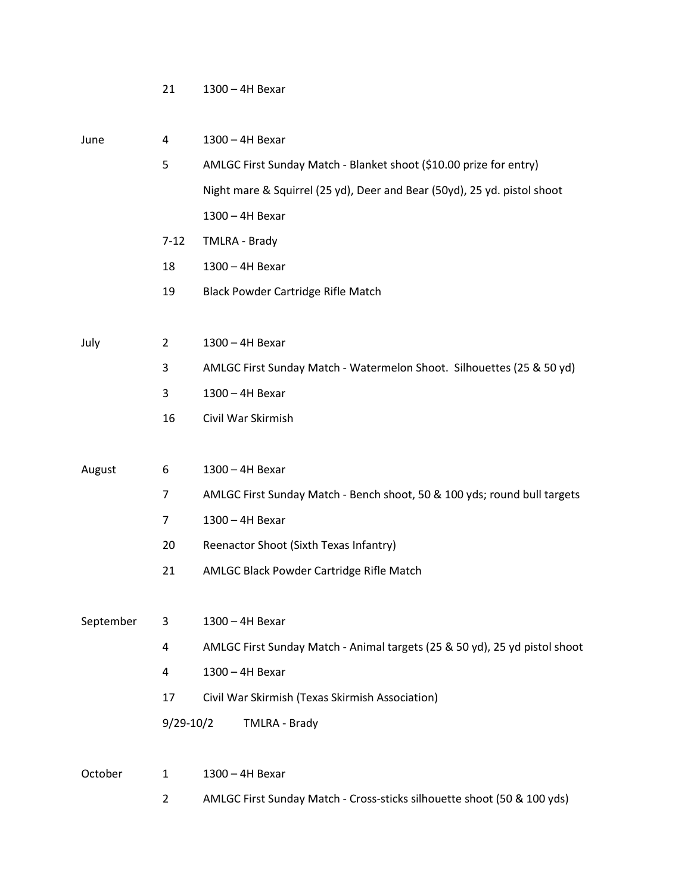| | | |
|---|---|---|
| | 21 | 1300 – 4H Bexar |
| June | 4 | 1300 – 4H Bexar |
| | 5 | AMLGC First Sunday Match - Blanket shoot ($10.00 prize for entry) |
| | | Night mare & Squirrel (25 yd), Deer and Bear (50yd), 25 yd. pistol shoot |
| | | 1300 – 4H Bexar |
| | 7-12 | TMLRA - Brady |
| | 18 | 1300 – 4H Bexar |
| | 19 | Black Powder Cartridge Rifle Match |
| July | 2 | 1300 – 4H Bexar |
| | 3 | AMLGC First Sunday Match - Watermelon Shoot. Silhouettes (25 & 50 yd) |
| | 3 | 1300 – 4H Bexar |
| | 16 | Civil War Skirmish |
| August | 6 | 1300 – 4H Bexar |
| | 7 | AMLGC First Sunday Match - Bench shoot, 50 & 100 yds; round bull targets |
| | 7 | 1300 – 4H Bexar |
| | 20 | Reenactor Shoot (Sixth Texas Infantry) |
| | 21 | AMLGC Black Powder Cartridge Rifle Match |
| September | 3 | 1300 – 4H Bexar |
| | 4 | AMLGC First Sunday Match - Animal targets (25 & 50 yd), 25 yd pistol shoot |
| | 4 | 1300 – 4H Bexar |
| | 17 | Civil War Skirmish (Texas Skirmish Association) |
| | 9/29-10/2 | TMLRA - Brady |
| October | 1 | 1300 – 4H Bexar |
| | 2 | AMLGC First Sunday Match - Cross-sticks silhouette shoot (50 & 100 yds) |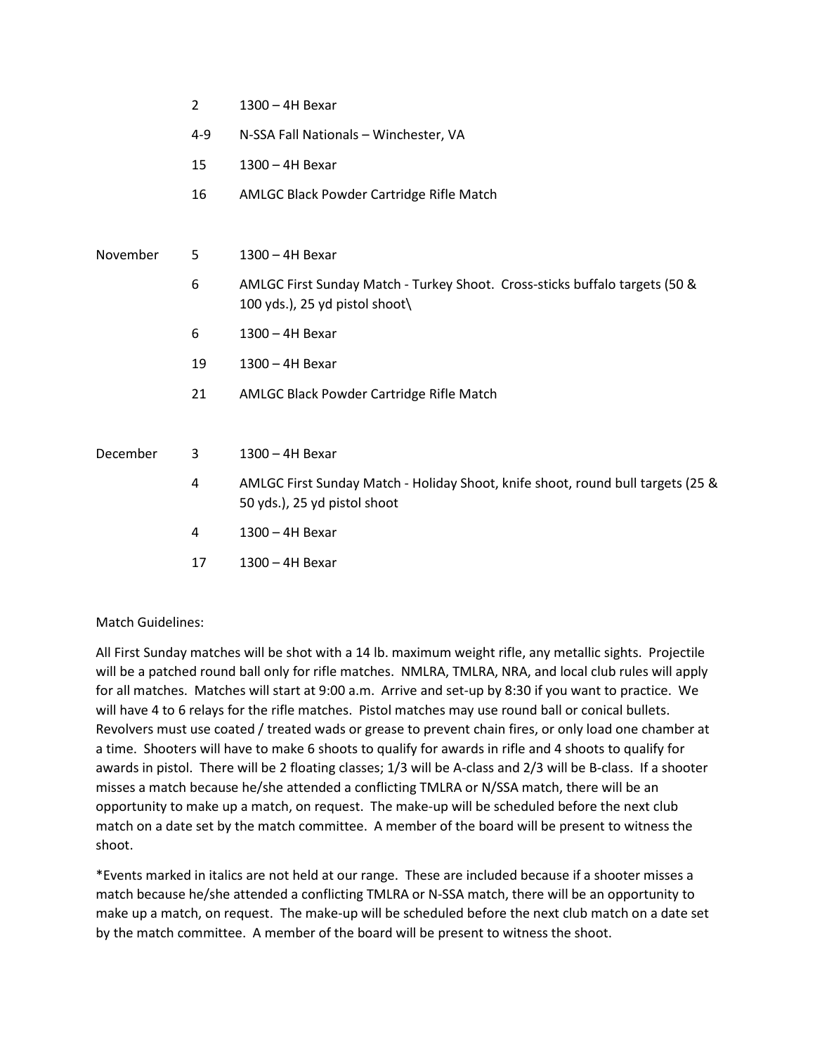| | | |
|---|---|---|
| | 2 | 1300 – 4H Bexar |
| | 4-9 | N-SSA Fall Nationals – Winchester, VA |
| | 15 | 1300 – 4H Bexar |
| | 16 | AMLGC Black Powder Cartridge Rifle Match |
| November | 5 | 1300 – 4H Bexar |
| | 6 | AMLGC First Sunday Match - Turkey Shoot. Cross-sticks buffalo targets (50 & 100 yds.), 25 yd pistol shoot\ |
| | 6 | 1300 – 4H Bexar |
| | 19 | 1300 – 4H Bexar |
| | 21 | AMLGC Black Powder Cartridge Rifle Match |
| December | 3 | 1300 – 4H Bexar |
| | 4 | AMLGC First Sunday Match - Holiday Shoot, knife shoot, round bull targets (25 & 50 yds.), 25 yd pistol shoot |
| | 4 | 1300 – 4H Bexar |
| | 17 | 1300 – 4H Bexar |

Match Guidelines:

All First Sunday matches will be shot with a 14 lb. maximum weight rifle, any metallic sights. Projectile will be a patched round ball only for rifle matches. NMLRA, TMLRA, NRA, and local club rules will apply for all matches. Matches will start at 9:00 a.m. Arrive and set-up by 8:30 if you want to practice. We will have 4 to 6 relays for the rifle matches. Pistol matches may use round ball or conical bullets. Revolvers must use coated / treated wads or grease to prevent chain fires, or only load one chamber at a time. Shooters will have to make 6 shoots to qualify for awards in rifle and 4 shoots to qualify for awards in pistol. There will be 2 floating classes; 1/3 will be A-class and 2/3 will be B-class. If a shooter misses a match because he/she attended a conflicting TMLRA or N/SSA match, there will be an opportunity to make up a match, on request. The make-up will be scheduled before the next club match on a date set by the match committee. A member of the board will be present to witness the shoot.

*Events marked in italics are not held at our range. These are included because if a shooter misses a match because he/she attended a conflicting TMLRA or N-SSA match, there will be an opportunity to make up a match, on request. The make-up will be scheduled before the next club match on a date set by the match committee. A member of the board will be present to witness the shoot.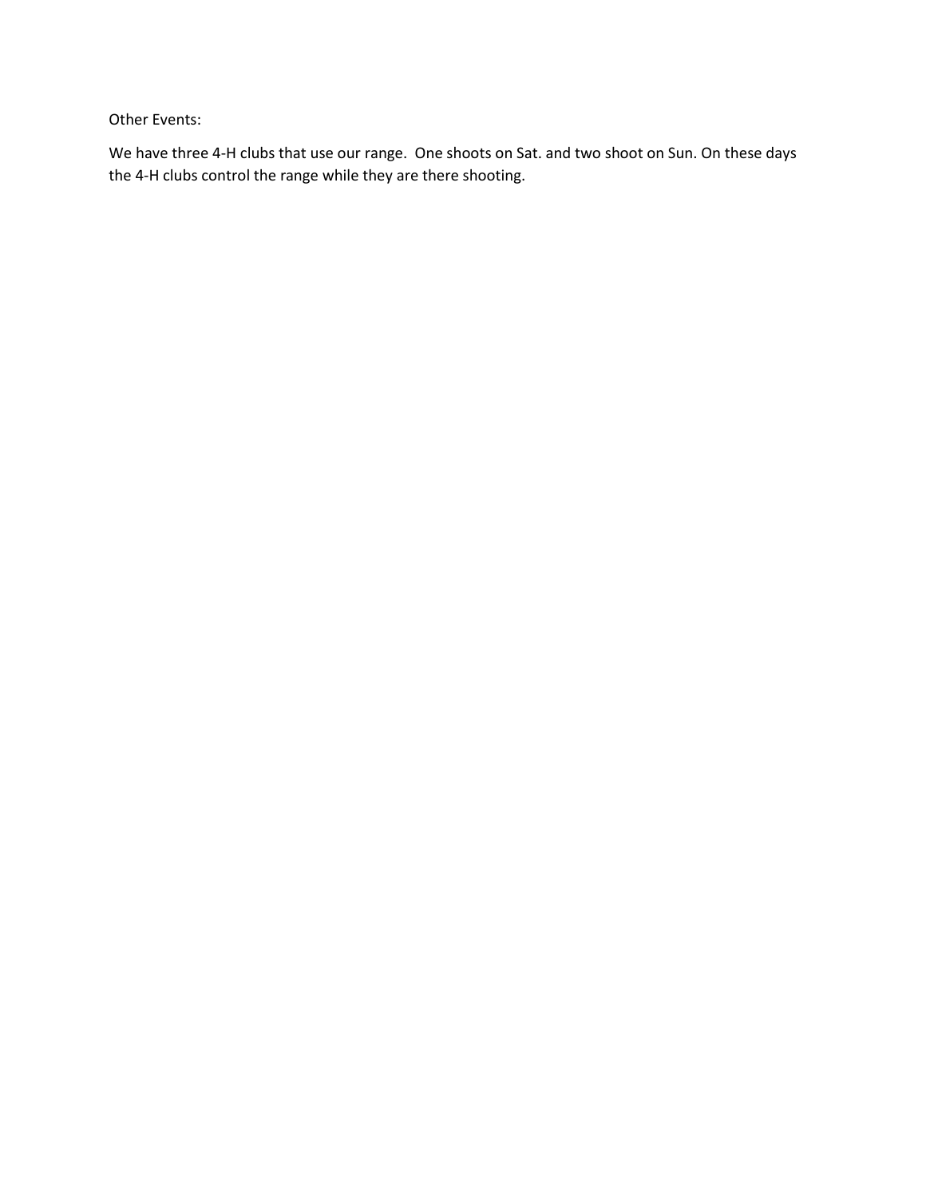Other Events:

We have three 4-H clubs that use our range. One shoots on Sat. and two shoot on Sun. On these days the 4-H clubs control the range while they are there shooting.